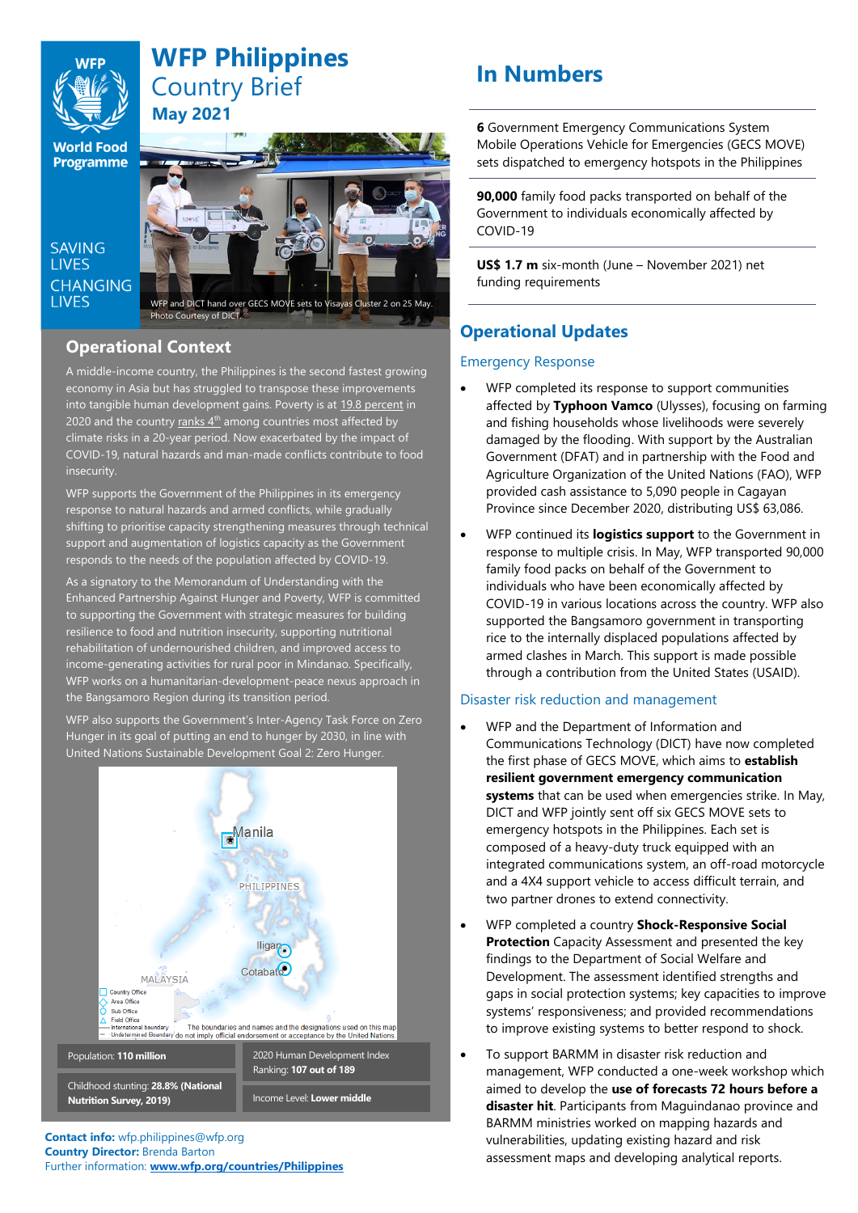# WFP Philippines Country Brief

**May 2021**

SAVING LIVES CHANGING LIVES

WFP and DICT hand over GECS MOVE sets to Visayas Cluster 2 on 25 May. Photo Courtesy of DICT.

## Operational Context

A middle-income country, the Philippines is the second fastest growing economy in Asia but has struggled to transpose these improvements into tangible human development gains. Poverty is at 19.8 percent in 2020 and the country ranks 4th among countries most affected by climate risks in a 20-year period. Now exacerbated by the impact of COVID-19, natural hazards and man-made conflicts contribute to food insecurity.

WFP supports the Government of the Philippines in its emergency response to natural hazards and armed conflicts, while gradually shifting to prioritise capacity strengthening measures through technical support and augmentation of logistics capacity as the Government responds to the needs of the population affected by COVID-19.

As a signatory to the Memorandum of Understanding with the Enhanced Partnership Against Hunger and Poverty, WFP is committed to supporting the Government with strategic measures for building resilience to food and nutrition insecurity, supporting nutritional rehabilitation of undernourished children, and improved access to income-generating activities for rural poor in Mindanao. Specifically, WFP works on a humanitarian-development-peace nexus approach in the Bangsamoro Region during its transition period.

WFP also supports the Government's Inter-Agency Task Force on Zero Hunger in its goal of putting an end to hunger by 2030, in line with United Nations Sustainable Development Goal 2: Zero Hunger.

Manila
PHILIPPINES
Iligan
Cotabato
MALAYSIA
Country Office
Area Office
Sub Office
Field Office
International boundary
Undetermined Boundary
The boundaries and names and the designations used on this map do not imply official endorsement or acceptance by the United Nations.

| | |
|---|---|
| Population: **110 million** | 2020 Human Development Index Ranking: **107 out of 189** |
| Childhood stunting: **28.8% (National Nutrition Survey, 2019)** | Income Level: **Lower middle** |

**Contact info:** wfp.philippines@wfp.org
**Country Director:** Brenda Barton
Further information: **www.wfp.org/countries/Philippines**

# In Numbers

**6** Government Emergency Communications System Mobile Operations Vehicle for Emergencies (GECS MOVE) sets dispatched to emergency hotspots in the Philippines

**90,000** family food packs transported on behalf of the Government to individuals economically affected by COVID-19

**US$ 1.7 m** six-month (June – November 2021) net funding requirements

## Operational Updates

### Emergency Response

- WFP completed its response to support communities affected by **Typhoon Vamco** (Ulysses), focusing on farming and fishing households whose livelihoods were severely damaged by the flooding. With support by the Australian Government (DFAT) and in partnership with the Food and Agriculture Organization of the United Nations (FAO), WFP provided cash assistance to 5,090 people in Cagayan Province since December 2020, distributing US$ 63,086.
- WFP continued its **logistics support** to the Government in response to multiple crisis. In May, WFP transported 90,000 family food packs on behalf of the Government to individuals who have been economically affected by COVID-19 in various locations across the country. WFP also supported the Bangsamoro government in transporting rice to the internally displaced populations affected by armed clashes in March. This support is made possible through a contribution from the United States (USAID).

### Disaster risk reduction and management

- WFP and the Department of Information and Communications Technology (DICT) have now completed the first phase of GECS MOVE, which aims to **establish resilient government emergency communication systems** that can be used when emergencies strike. In May, DICT and WFP jointly sent off six GECS MOVE sets to emergency hotspots in the Philippines. Each set is composed of a heavy-duty truck equipped with an integrated communications system, an off-road motorcycle and a 4X4 support vehicle to access difficult terrain, and two partner drones to extend connectivity.
- WFP completed a country **Shock-Responsive Social Protection** Capacity Assessment and presented the key findings to the Department of Social Welfare and Development. The assessment identified strengths and gaps in social protection systems; key capacities to improve systems' responsiveness; and provided recommendations to improve existing systems to better respond to shock.
- To support BARMM in disaster risk reduction and management, WFP conducted a one-week workshop which aimed to develop the **use of forecasts 72 hours before a disaster hit**. Participants from Maguindanao province and BARMM ministries worked on mapping hazards and vulnerabilities, updating existing hazard and risk assessment maps and developing analytical reports.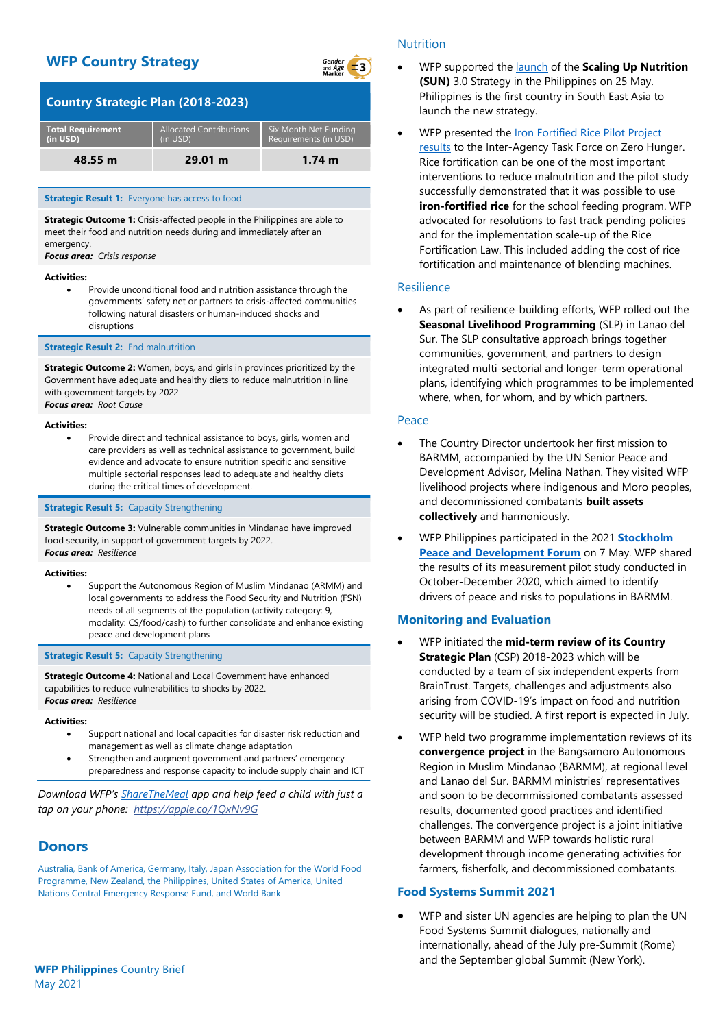## WFP Country Strategy

Gender and Age Marker 3

### Country Strategic Plan (2018-2023)

| Total Requirement (in USD) | Allocated Contributions (in USD) | Six Month Net Funding Requirements (in USD) |
|---|---|---|
| 48.55 m | 29.01 m | 1.74 m |

**Strategic Result 1:** Everyone has access to food

**Strategic Outcome 1:** Crisis-affected people in the Philippines are able to meet their food and nutrition needs during and immediately after an emergency.
***Focus area:*** *Crisis response*

**Activities:**

- Provide unconditional food and nutrition assistance through the governments' safety net or partners to crisis-affected communities following natural disasters or human-induced shocks and disruptions

**Strategic Result 2:** End malnutrition

**Strategic Outcome 2:** Women, boys, and girls in provinces prioritized by the Government have adequate and healthy diets to reduce malnutrition in line with government targets by 2022.
***Focus area:*** *Root Cause*

**Activities:**

- Provide direct and technical assistance to boys, girls, women and care providers as well as technical assistance to government, build evidence and advocate to ensure nutrition specific and sensitive multiple sectorial responses lead to adequate and healthy diets during the critical times of development.

**Strategic Result 5:** Capacity Strengthening

**Strategic Outcome 3:** Vulnerable communities in Mindanao have improved food security, in support of government targets by 2022.
***Focus area:*** *Resilience*

**Activities:**

- Support the Autonomous Region of Muslim Mindanao (ARMM) and local governments to address the Food Security and Nutrition (FSN) needs of all segments of the population (activity category: 9, modality: CS/food/cash) to further consolidate and enhance existing peace and development plans

**Strategic Result 5:** Capacity Strengthening

**Strategic Outcome 4:** National and Local Government have enhanced capabilities to reduce vulnerabilities to shocks by 2022.
***Focus area:*** *Resilience*

**Activities:**

- Support national and local capacities for disaster risk reduction and management as well as climate change adaptation
- Strengthen and augment government and partners' emergency preparedness and response capacity to include supply chain and ICT

*Download WFP's ShareTheMeal app and help feed a child with just a tap on your phone: https://apple.co/1QxNv9G*

## Donors

Australia, Bank of America, Germany, Italy, Japan Association for the World Food Programme, New Zealand, the Philippines, United States of America, United Nations Central Emergency Response Fund, and World Bank

### Nutrition

- WFP supported the launch of the **Scaling Up Nutrition (SUN)** 3.0 Strategy in the Philippines on 25 May. Philippines is the first country in South East Asia to launch the new strategy.
- WFP presented the Iron Fortified Rice Pilot Project results to the Inter-Agency Task Force on Zero Hunger. Rice fortification can be one of the most important interventions to reduce malnutrition and the pilot study successfully demonstrated that it was possible to use **iron-fortified rice** for the school feeding program. WFP advocated for resolutions to fast track pending policies and for the implementation scale-up of the Rice Fortification Law. This included adding the cost of rice fortification and maintenance of blending machines.

### Resilience

- As part of resilience-building efforts, WFP rolled out the **Seasonal Livelihood Programming** (SLP) in Lanao del Sur. The SLP consultative approach brings together communities, government, and partners to design integrated multi-sectorial and longer-term operational plans, identifying which programmes to be implemented where, when, for whom, and by which partners.

### Peace

- The Country Director undertook her first mission to BARMM, accompanied by the UN Senior Peace and Development Advisor, Melina Nathan. They visited WFP livelihood projects where indigenous and Moro peoples, and decommissioned combatants **built assets collectively** and harmoniously.
- WFP Philippines participated in the 2021 **Stockholm Peace and Development Forum** on 7 May. WFP shared the results of its measurement pilot study conducted in October-December 2020, which aimed to identify drivers of peace and risks to populations in BARMM.

### Monitoring and Evaluation

- WFP initiated the **mid-term review of its Country Strategic Plan** (CSP) 2018-2023 which will be conducted by a team of six independent experts from BrainTrust. Targets, challenges and adjustments also arising from COVID-19's impact on food and nutrition security will be studied. A first report is expected in July.
- WFP held two programme implementation reviews of its **convergence project** in the Bangsamoro Autonomous Region in Muslim Mindanao (BARMM), at regional level and Lanao del Sur. BARMM ministries' representatives and soon to be decommissioned combatants assessed results, documented good practices and identified challenges. The convergence project is a joint initiative between BARMM and WFP towards holistic rural development through income generating activities for farmers, fisherfolk, and decommissioned combatants.

### Food Systems Summit 2021

- WFP and sister UN agencies are helping to plan the UN Food Systems Summit dialogues, nationally and internationally, ahead of the July pre-Summit (Rome) and the September global Summit (New York).